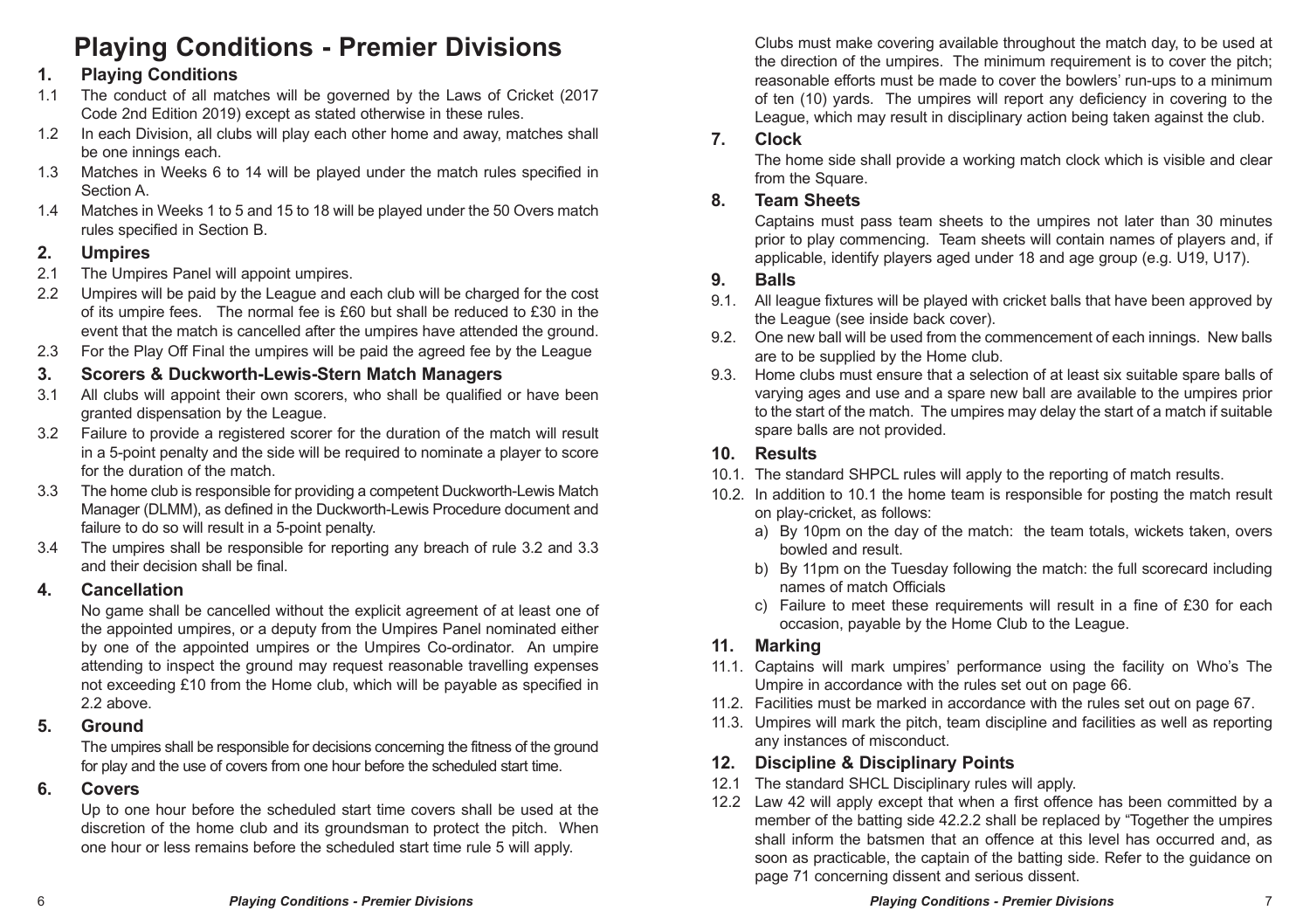# Playing Conditions - Premier Divisions

## 1. Playing Conditions

1.1 The conduct of all matches will be governed by the Laws of Cricket (2017 Code 2nd Edition 2019) except as stated otherwise in these rules.

1.2 In each Division, all clubs will play each other home and away, matches shall be one innings each.

1.3 Matches in Weeks 6 to 14 will be played under the match rules specified in Section A.

1.4 Matches in Weeks 1 to 5 and 15 to 18 will be played under the 50 Overs match rules specified in Section B.

## 2. Umpires

2.1 The Umpires Panel will appoint umpires.

2.2 Umpires will be paid by the League and each club will be charged for the cost of its umpire fees. The normal fee is £60 but shall be reduced to £30 in the event that the match is cancelled after the umpires have attended the ground.

2.3 For the Play Off Final the umpires will be paid the agreed fee by the League

## 3. Scorers & Duckworth-Lewis-Stern Match Managers

3.1 All clubs will appoint their own scorers, who shall be qualified or have been granted dispensation by the League.

3.2 Failure to provide a registered scorer for the duration of the match will result in a 5-point penalty and the side will be required to nominate a player to score for the duration of the match.

3.3 The home club is responsible for providing a competent Duckworth-Lewis Match Manager (DLMM), as defined in the Duckworth-Lewis Procedure document and failure to do so will result in a 5-point penalty.

3.4 The umpires shall be responsible for reporting any breach of rule 3.2 and 3.3 and their decision shall be final.

## 4. Cancellation

No game shall be cancelled without the explicit agreement of at least one of the appointed umpires, or a deputy from the Umpires Panel nominated either by one of the appointed umpires or the Umpires Co-ordinator. An umpire attending to inspect the ground may request reasonable travelling expenses not exceeding £10 from the Home club, which will be payable as specified in 2.2 above.

## 5. Ground

The umpires shall be responsible for decisions concerning the fitness of the ground for play and the use of covers from one hour before the scheduled start time.

## 6. Covers

Up to one hour before the scheduled start time covers shall be used at the discretion of the home club and its groundsman to protect the pitch. When one hour or less remains before the scheduled start time rule 5 will apply.

Clubs must make covering available throughout the match day, to be used at the direction of the umpires. The minimum requirement is to cover the pitch; reasonable efforts must be made to cover the bowlers' run-ups to a minimum of ten (10) yards. The umpires will report any deficiency in covering to the League, which may result in disciplinary action being taken against the club.

## 7. Clock

The home side shall provide a working match clock which is visible and clear from the Square.

## 8. Team Sheets

Captains must pass team sheets to the umpires not later than 30 minutes prior to play commencing. Team sheets will contain names of players and, if applicable, identify players aged under 18 and age group (e.g. U19, U17).

## 9. Balls

9.1. All league fixtures will be played with cricket balls that have been approved by the League (see inside back cover).

9.2. One new ball will be used from the commencement of each innings. New balls are to be supplied by the Home club.

9.3. Home clubs must ensure that a selection of at least six suitable spare balls of varying ages and use and a spare new ball are available to the umpires prior to the start of the match. The umpires may delay the start of a match if suitable spare balls are not provided.

## 10. Results

10.1. The standard SHPCL rules will apply to the reporting of match results.

10.2. In addition to 10.1 the home team is responsible for posting the match result on play-cricket, as follows:

a) By 10pm on the day of the match: the team totals, wickets taken, overs bowled and result.

b) By 11pm on the Tuesday following the match: the full scorecard including names of match Officials

c) Failure to meet these requirements will result in a fine of £30 for each occasion, payable by the Home Club to the League.

## 11. Marking

11.1. Captains will mark umpires' performance using the facility on Who's The Umpire in accordance with the rules set out on page 66.

11.2. Facilities must be marked in accordance with the rules set out on page 67.

11.3. Umpires will mark the pitch, team discipline and facilities as well as reporting any instances of misconduct.

## 12. Discipline & Disciplinary Points

12.1 The standard SHCL Disciplinary rules will apply.

12.2 Law 42 will apply except that when a first offence has been committed by a member of the batting side 42.2.2 shall be replaced by "Together the umpires shall inform the batsmen that an offence at this level has occurred and, as soon as practicable, the captain of the batting side. Refer to the guidance on page 71 concerning dissent and serious dissent.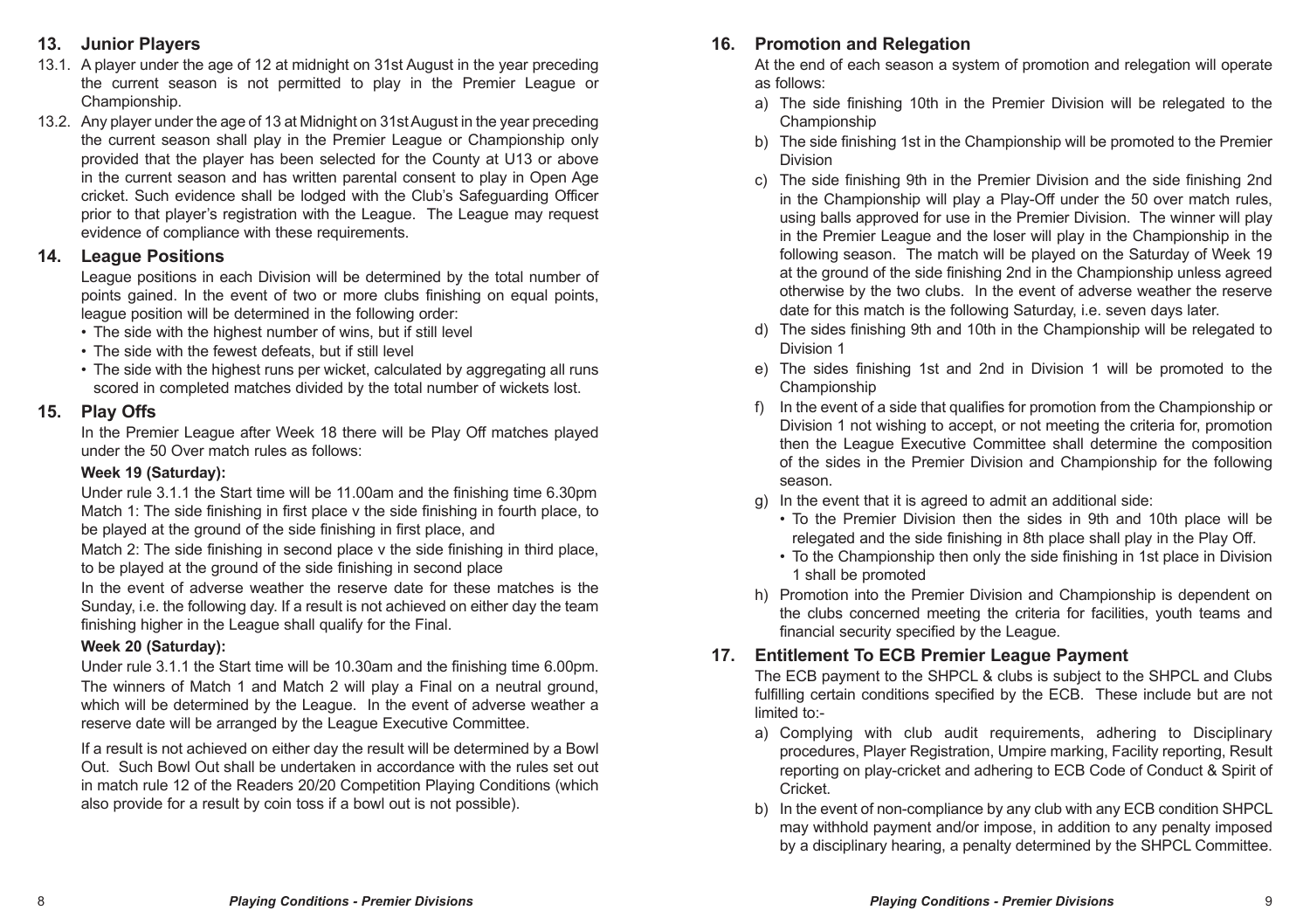## 13. Junior Players

13.1. A player under the age of 12 at midnight on 31st August in the year preceding the current season is not permitted to play in the Premier League or Championship.

13.2. Any player under the age of 13 at Midnight on 31st August in the year preceding the current season shall play in the Premier League or Championship only provided that the player has been selected for the County at U13 or above in the current season and has written parental consent to play in Open Age cricket. Such evidence shall be lodged with the Club's Safeguarding Officer prior to that player's registration with the League. The League may request evidence of compliance with these requirements.

## 14. League Positions

League positions in each Division will be determined by the total number of points gained. In the event of two or more clubs finishing on equal points, league position will be determined in the following order:

- The side with the highest number of wins, but if still level
- The side with the fewest defeats, but if still level
- The side with the highest runs per wicket, calculated by aggregating all runs scored in completed matches divided by the total number of wickets lost.

## 15. Play Offs

In the Premier League after Week 18 there will be Play Off matches played under the 50 Over match rules as follows:

**Week 19 (Saturday):**

Under rule 3.1.1 the Start time will be 11.00am and the finishing time 6.30pm

Match 1: The side finishing in first place v the side finishing in fourth place, to be played at the ground of the side finishing in first place, and

Match 2: The side finishing in second place v the side finishing in third place, to be played at the ground of the side finishing in second place

In the event of adverse weather the reserve date for these matches is the Sunday, i.e. the following day. If a result is not achieved on either day the team finishing higher in the League shall qualify for the Final.

**Week 20 (Saturday):**

Under rule 3.1.1 the Start time will be 10.30am and the finishing time 6.00pm. The winners of Match 1 and Match 2 will play a Final on a neutral ground, which will be determined by the League. In the event of adverse weather a reserve date will be arranged by the League Executive Committee.

If a result is not achieved on either day the result will be determined by a Bowl Out. Such Bowl Out shall be undertaken in accordance with the rules set out in match rule 12 of the Readers 20/20 Competition Playing Conditions (which also provide for a result by coin toss if a bowl out is not possible).

## 16. Promotion and Relegation

At the end of each season a system of promotion and relegation will operate as follows:

a) The side finishing 10th in the Premier Division will be relegated to the Championship

b) The side finishing 1st in the Championship will be promoted to the Premier Division

c) The side finishing 9th in the Premier Division and the side finishing 2nd in the Championship will play a Play-Off under the 50 over match rules, using balls approved for use in the Premier Division. The winner will play in the Premier League and the loser will play in the Championship in the following season. The match will be played on the Saturday of Week 19 at the ground of the side finishing 2nd in the Championship unless agreed otherwise by the two clubs. In the event of adverse weather the reserve date for this match is the following Saturday, i.e. seven days later.

d) The sides finishing 9th and 10th in the Championship will be relegated to Division 1

e) The sides finishing 1st and 2nd in Division 1 will be promoted to the Championship

f) In the event of a side that qualifies for promotion from the Championship or Division 1 not wishing to accept, or not meeting the criteria for, promotion then the League Executive Committee shall determine the composition of the sides in the Premier Division and Championship for the following season.

g) In the event that it is agreed to admit an additional side:
   - To the Premier Division then the sides in 9th and 10th place will be relegated and the side finishing in 8th place shall play in the Play Off.
   - To the Championship then only the side finishing in 1st place in Division 1 shall be promoted

h) Promotion into the Premier Division and Championship is dependent on the clubs concerned meeting the criteria for facilities, youth teams and financial security specified by the League.

## 17. Entitlement To ECB Premier League Payment

The ECB payment to the SHPCL & clubs is subject to the SHPCL and Clubs fulfilling certain conditions specified by the ECB. These include but are not limited to:-

a) Complying with club audit requirements, adhering to Disciplinary procedures, Player Registration, Umpire marking, Facility reporting, Result reporting on play-cricket and adhering to ECB Code of Conduct & Spirit of Cricket.

b) In the event of non-compliance by any club with any ECB condition SHPCL may withhold payment and/or impose, in addition to any penalty imposed by a disciplinary hearing, a penalty determined by the SHPCL Committee.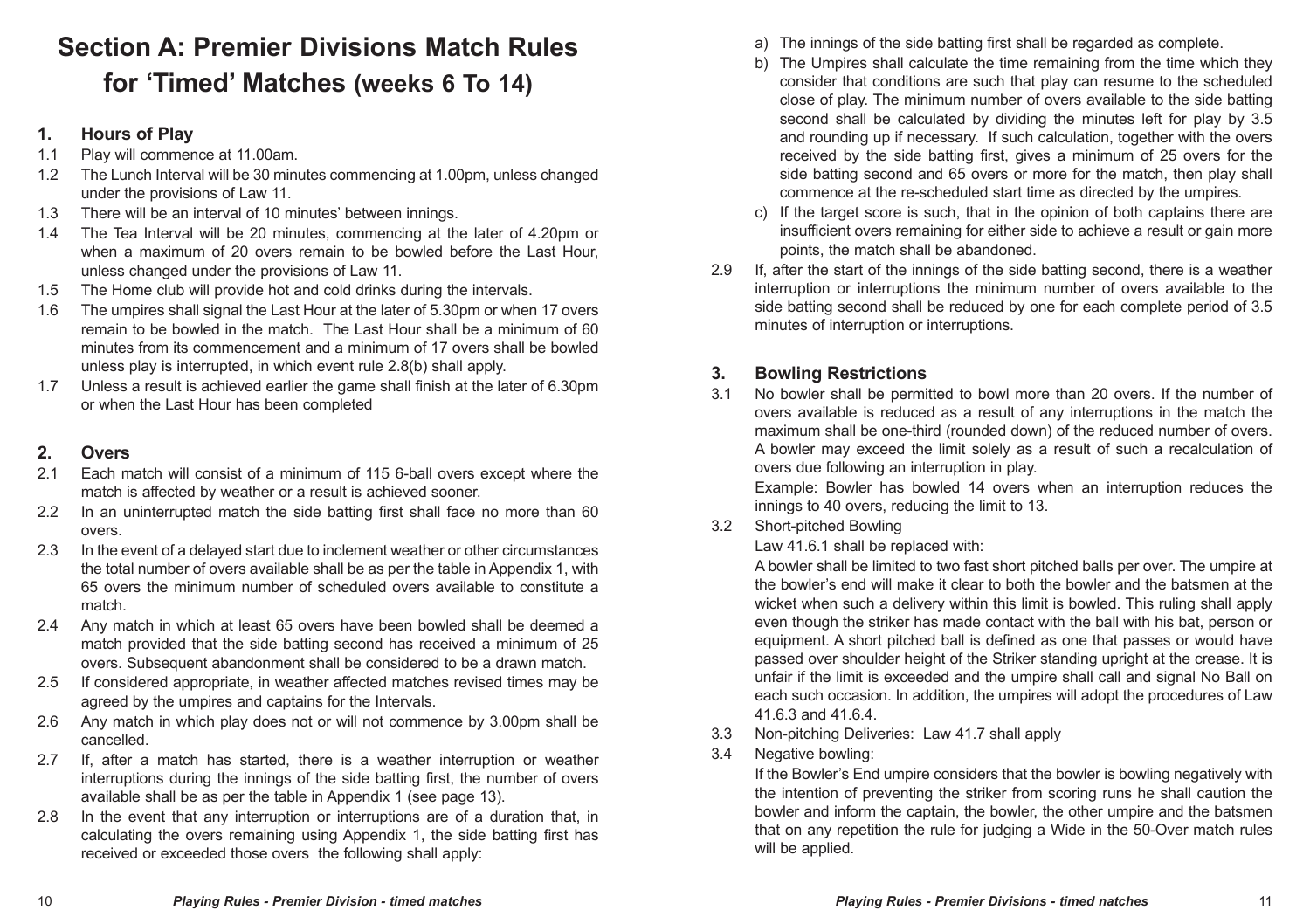# Section A: Premier Divisions Match Rules for 'Timed' Matches (weeks 6 To 14)

## 1. Hours of Play

1.1 Play will commence at 11.00am.

1.2 The Lunch Interval will be 30 minutes commencing at 1.00pm, unless changed under the provisions of Law 11.

1.3 There will be an interval of 10 minutes' between innings.

1.4 The Tea Interval will be 20 minutes, commencing at the later of 4.20pm or when a maximum of 20 overs remain to be bowled before the Last Hour, unless changed under the provisions of Law 11.

1.5 The Home club will provide hot and cold drinks during the intervals.

1.6 The umpires shall signal the Last Hour at the later of 5.30pm or when 17 overs remain to be bowled in the match. The Last Hour shall be a minimum of 60 minutes from its commencement and a minimum of 17 overs shall be bowled unless play is interrupted, in which event rule 2.8(b) shall apply.

1.7 Unless a result is achieved earlier the game shall finish at the later of 6.30pm or when the Last Hour has been completed

## 2. Overs

2.1 Each match will consist of a minimum of 115 6-ball overs except where the match is affected by weather or a result is achieved sooner.

2.2 In an uninterrupted match the side batting first shall face no more than 60 overs.

2.3 In the event of a delayed start due to inclement weather or other circumstances the total number of overs available shall be as per the table in Appendix 1, with 65 overs the minimum number of scheduled overs available to constitute a match.

2.4 Any match in which at least 65 overs have been bowled shall be deemed a match provided that the side batting second has received a minimum of 25 overs. Subsequent abandonment shall be considered to be a drawn match.

2.5 If considered appropriate, in weather affected matches revised times may be agreed by the umpires and captains for the Intervals.

2.6 Any match in which play does not or will not commence by 3.00pm shall be cancelled.

2.7 If, after a match has started, there is a weather interruption or weather interruptions during the innings of the side batting first, the number of overs available shall be as per the table in Appendix 1 (see page 13).

2.8 In the event that any interruption or interruptions are of a duration that, in calculating the overs remaining using Appendix 1, the side batting first has received or exceeded those overs the following shall apply:

a) The innings of the side batting first shall be regarded as complete.

b) The Umpires shall calculate the time remaining from the time which they consider that conditions are such that play can resume to the scheduled close of play. The minimum number of overs available to the side batting second shall be calculated by dividing the minutes left for play by 3.5 and rounding up if necessary. If such calculation, together with the overs received by the side batting first, gives a minimum of 25 overs for the side batting second and 65 overs or more for the match, then play shall commence at the re-scheduled start time as directed by the umpires.

c) If the target score is such, that in the opinion of both captains there are insufficient overs remaining for either side to achieve a result or gain more points, the match shall be abandoned.

2.9 If, after the start of the innings of the side batting second, there is a weather interruption or interruptions the minimum number of overs available to the side batting second shall be reduced by one for each complete period of 3.5 minutes of interruption or interruptions.

## 3. Bowling Restrictions

3.1 No bowler shall be permitted to bowl more than 20 overs. If the number of overs available is reduced as a result of any interruptions in the match the maximum shall be one-third (rounded down) of the reduced number of overs. A bowler may exceed the limit solely as a result of such a recalculation of overs due following an interruption in play.

Example: Bowler has bowled 14 overs when an interruption reduces the innings to 40 overs, reducing the limit to 13.

3.2 Short-pitched Bowling

Law 41.6.1 shall be replaced with:

A bowler shall be limited to two fast short pitched balls per over. The umpire at the bowler's end will make it clear to both the bowler and the batsmen at the wicket when such a delivery within this limit is bowled. This ruling shall apply even though the striker has made contact with the ball with his bat, person or equipment. A short pitched ball is defined as one that passes or would have passed over shoulder height of the Striker standing upright at the crease. It is unfair if the limit is exceeded and the umpire shall call and signal No Ball on each such occasion. In addition, the umpires will adopt the procedures of Law 41.6.3 and 41.6.4.

3.3 Non-pitching Deliveries: Law 41.7 shall apply

3.4 Negative bowling:

If the Bowler's End umpire considers that the bowler is bowling negatively with the intention of preventing the striker from scoring runs he shall caution the bowler and inform the captain, the bowler, the other umpire and the batsmen that on any repetition the rule for judging a Wide in the 50-Over match rules will be applied.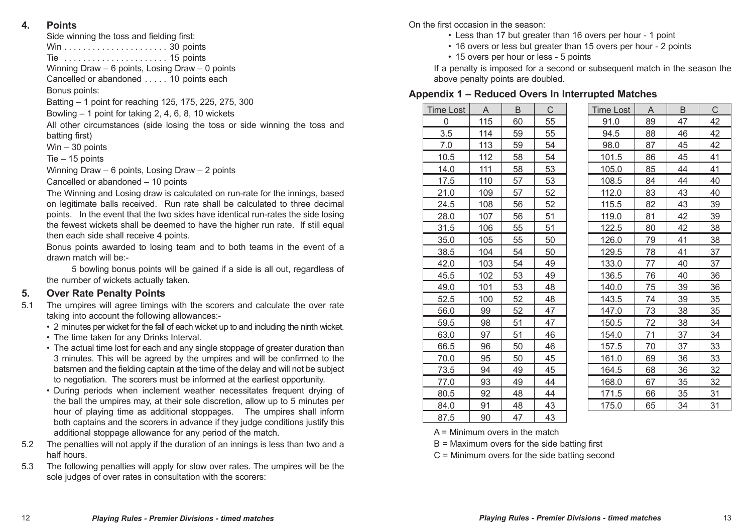## 4. Points

Side winning the toss and fielding first:

Win . . . . . . . . . . . . . . . . . . . . . . 30 points

Tie . . . . . . . . . . . . . . . . . . . . . . 15 points

Winning Draw – 6 points, Losing Draw – 0 points

Cancelled or abandoned . . . . . 10 points each

Bonus points:

Batting – 1 point for reaching 125, 175, 225, 275, 300

Bowling – 1 point for taking 2, 4, 6, 8, 10 wickets

All other circumstances (side losing the toss or side winning the toss and batting first)

Win – 30 points

Tie – 15 points

Winning Draw – 6 points, Losing Draw – 2 points

Cancelled or abandoned – 10 points

The Winning and Losing draw is calculated on run-rate for the innings, based on legitimate balls received. Run rate shall be calculated to three decimal points. In the event that the two sides have identical run-rates the side losing the fewest wickets shall be deemed to have the higher run rate. If still equal then each side shall receive 4 points.

Bonus points awarded to losing team and to both teams in the event of a drawn match will be:-

5 bowling bonus points will be gained if a side is all out, regardless of the number of wickets actually taken.

## 5. Over Rate Penalty Points

5.1 The umpires will agree timings with the scorers and calculate the over rate taking into account the following allowances:-

- 2 minutes per wicket for the fall of each wicket up to and including the ninth wicket.
- The time taken for any Drinks Interval.
- The actual time lost for each and any single stoppage of greater duration than 3 minutes. This will be agreed by the umpires and will be confirmed to the batsmen and the fielding captain at the time of the delay and will not be subject to negotiation. The scorers must be informed at the earliest opportunity.
- During periods when inclement weather necessitates frequent drying of the ball the umpires may, at their sole discretion, allow up to 5 minutes per hour of playing time as additional stoppages. The umpires shall inform both captains and the scorers in advance if they judge conditions justify this additional stoppage allowance for any period of the match.

5.2 The penalties will not apply if the duration of an innings is less than two and a half hours.

5.3 The following penalties will apply for slow over rates. The umpires will be the sole judges of over rates in consultation with the scorers:

On the first occasion in the season:

- Less than 17 but greater than 16 overs per hour - 1 point
- 16 overs or less but greater than 15 overs per hour - 2 points
- 15 overs per hour or less - 5 points

If a penalty is imposed for a second or subsequent match in the season the above penalty points are doubled.

### Appendix 1 – Reduced Overs In Interrupted Matches

| Time Lost | A | B | C |
|---|---|---|---|
| 0 | 115 | 60 | 55 |
| 3.5 | 114 | 59 | 55 |
| 7.0 | 113 | 59 | 54 |
| 10.5 | 112 | 58 | 54 |
| 14.0 | 111 | 58 | 53 |
| 17.5 | 110 | 57 | 53 |
| 21.0 | 109 | 57 | 52 |
| 24.5 | 108 | 56 | 52 |
| 28.0 | 107 | 56 | 51 |
| 31.5 | 106 | 55 | 51 |
| 35.0 | 105 | 55 | 50 |
| 38.5 | 104 | 54 | 50 |
| 42.0 | 103 | 54 | 49 |
| 45.5 | 102 | 53 | 49 |
| 49.0 | 101 | 53 | 48 |
| 52.5 | 100 | 52 | 48 |
| 56.0 | 99 | 52 | 47 |
| 59.5 | 98 | 51 | 47 |
| 63.0 | 97 | 51 | 46 |
| 66.5 | 96 | 50 | 46 |
| 70.0 | 95 | 50 | 45 |
| 73.5 | 94 | 49 | 45 |
| 77.0 | 93 | 49 | 44 |
| 80.5 | 92 | 48 | 44 |
| 84.0 | 91 | 48 | 43 |
| 87.5 | 90 | 47 | 43 |
| 91.0 | 89 | 47 | 42 |
| 94.5 | 88 | 46 | 42 |
| 98.0 | 87 | 45 | 42 |
| 101.5 | 86 | 45 | 41 |
| 105.0 | 85 | 44 | 41 |
| 108.5 | 84 | 44 | 40 |
| 112.0 | 83 | 43 | 40 |
| 115.5 | 82 | 43 | 39 |
| 119.0 | 81 | 42 | 39 |
| 122.5 | 80 | 42 | 38 |
| 126.0 | 79 | 41 | 38 |
| 129.5 | 78 | 41 | 37 |
| 133.0 | 77 | 40 | 37 |
| 136.5 | 76 | 40 | 36 |
| 140.0 | 75 | 39 | 36 |
| 143.5 | 74 | 39 | 35 |
| 147.0 | 73 | 38 | 35 |
| 150.5 | 72 | 38 | 34 |
| 154.0 | 71 | 37 | 34 |
| 157.5 | 70 | 37 | 33 |
| 161.0 | 69 | 36 | 33 |
| 164.5 | 68 | 36 | 32 |
| 168.0 | 67 | 35 | 32 |
| 171.5 | 66 | 35 | 31 |
| 175.0 | 65 | 34 | 31 |

A = Minimum overs in the match

B = Maximum overs for the side batting first

C = Minimum overs for the side batting second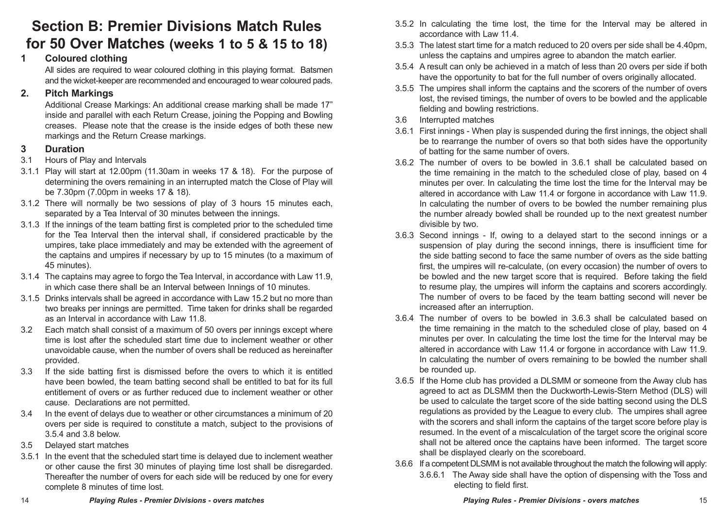# Section B: Premier Divisions Match Rules for 50 Over Matches (weeks 1 to 5 & 15 to 18)

## 1 Coloured clothing

All sides are required to wear coloured clothing in this playing format. Batsmen and the wicket-keeper are recommended and encouraged to wear coloured pads.

## 2. Pitch Markings

Additional Crease Markings: An additional crease marking shall be made 17" inside and parallel with each Return Crease, joining the Popping and Bowling creases. Please note that the crease is the inside edges of both these new markings and the Return Crease markings.

## 3 Duration

3.1 Hours of Play and Intervals

3.1.1 Play will start at 12.00pm (11.30am in weeks 17 & 18). For the purpose of determining the overs remaining in an interrupted match the Close of Play will be 7.30pm (7.00pm in weeks 17 & 18).

3.1.2 There will normally be two sessions of play of 3 hours 15 minutes each, separated by a Tea Interval of 30 minutes between the innings.

3.1.3 If the innings of the team batting first is completed prior to the scheduled time for the Tea Interval then the interval shall, if considered practicable by the umpires, take place immediately and may be extended with the agreement of the captains and umpires if necessary by up to 15 minutes (to a maximum of 45 minutes).

3.1.4 The captains may agree to forgo the Tea Interval, in accordance with Law 11.9, in which case there shall be an Interval between Innings of 10 minutes.

3.1.5 Drinks intervals shall be agreed in accordance with Law 15.2 but no more than two breaks per innings are permitted. Time taken for drinks shall be regarded as an Interval in accordance with Law 11.8.

3.2 Each match shall consist of a maximum of 50 overs per innings except where time is lost after the scheduled start time due to inclement weather or other unavoidable cause, when the number of overs shall be reduced as hereinafter provided.

3.3 If the side batting first is dismissed before the overs to which it is entitled have been bowled, the team batting second shall be entitled to bat for its full entitlement of overs or as further reduced due to inclement weather or other cause. Declarations are not permitted.

3.4 In the event of delays due to weather or other circumstances a minimum of 20 overs per side is required to constitute a match, subject to the provisions of 3.5.4 and 3.8 below.

3.5 Delayed start matches

3.5.1 In the event that the scheduled start time is delayed due to inclement weather or other cause the first 30 minutes of playing time lost shall be disregarded. Thereafter the number of overs for each side will be reduced by one for every complete 8 minutes of time lost.

3.5.2 In calculating the time lost, the time for the Interval may be altered in accordance with Law 11.4.

3.5.3 The latest start time for a match reduced to 20 overs per side shall be 4.40pm, unless the captains and umpires agree to abandon the match earlier.

3.5.4 A result can only be achieved in a match of less than 20 overs per side if both have the opportunity to bat for the full number of overs originally allocated.

3.5.5 The umpires shall inform the captains and the scorers of the number of overs lost, the revised timings, the number of overs to be bowled and the applicable fielding and bowling restrictions.

3.6 Interrupted matches

3.6.1 First innings - When play is suspended during the first innings, the object shall be to rearrange the number of overs so that both sides have the opportunity of batting for the same number of overs.

3.6.2 The number of overs to be bowled in 3.6.1 shall be calculated based on the time remaining in the match to the scheduled close of play, based on 4 minutes per over. In calculating the time lost the time for the Interval may be altered in accordance with Law 11.4 or forgone in accordance with Law 11.9. In calculating the number of overs to be bowled the number remaining plus the number already bowled shall be rounded up to the next greatest number divisible by two.

3.6.3 Second innings - If, owing to a delayed start to the second innings or a suspension of play during the second innings, there is insufficient time for the side batting second to face the same number of overs as the side batting first, the umpires will re-calculate, (on every occasion) the number of overs to be bowled and the new target score that is required. Before taking the field to resume play, the umpires will inform the captains and scorers accordingly. The number of overs to be faced by the team batting second will never be increased after an interruption.

3.6.4 The number of overs to be bowled in 3.6.3 shall be calculated based on the time remaining in the match to the scheduled close of play, based on 4 minutes per over. In calculating the time lost the time for the Interval may be altered in accordance with Law 11.4 or forgone in accordance with Law 11.9. In calculating the number of overs remaining to be bowled the number shall be rounded up.

3.6.5 If the Home club has provided a DLSMM or someone from the Away club has agreed to act as DLSMM then the Duckworth-Lewis-Stern Method (DLS) will be used to calculate the target score of the side batting second using the DLS regulations as provided by the League to every club. The umpires shall agree with the scorers and shall inform the captains of the target score before play is resumed. In the event of a miscalculation of the target score the original score shall not be altered once the captains have been informed. The target score shall be displayed clearly on the scoreboard.

3.6.6 If a competent DLSMM is not available throughout the match the following will apply:

3.6.6.1 The Away side shall have the option of dispensing with the Toss and electing to field first.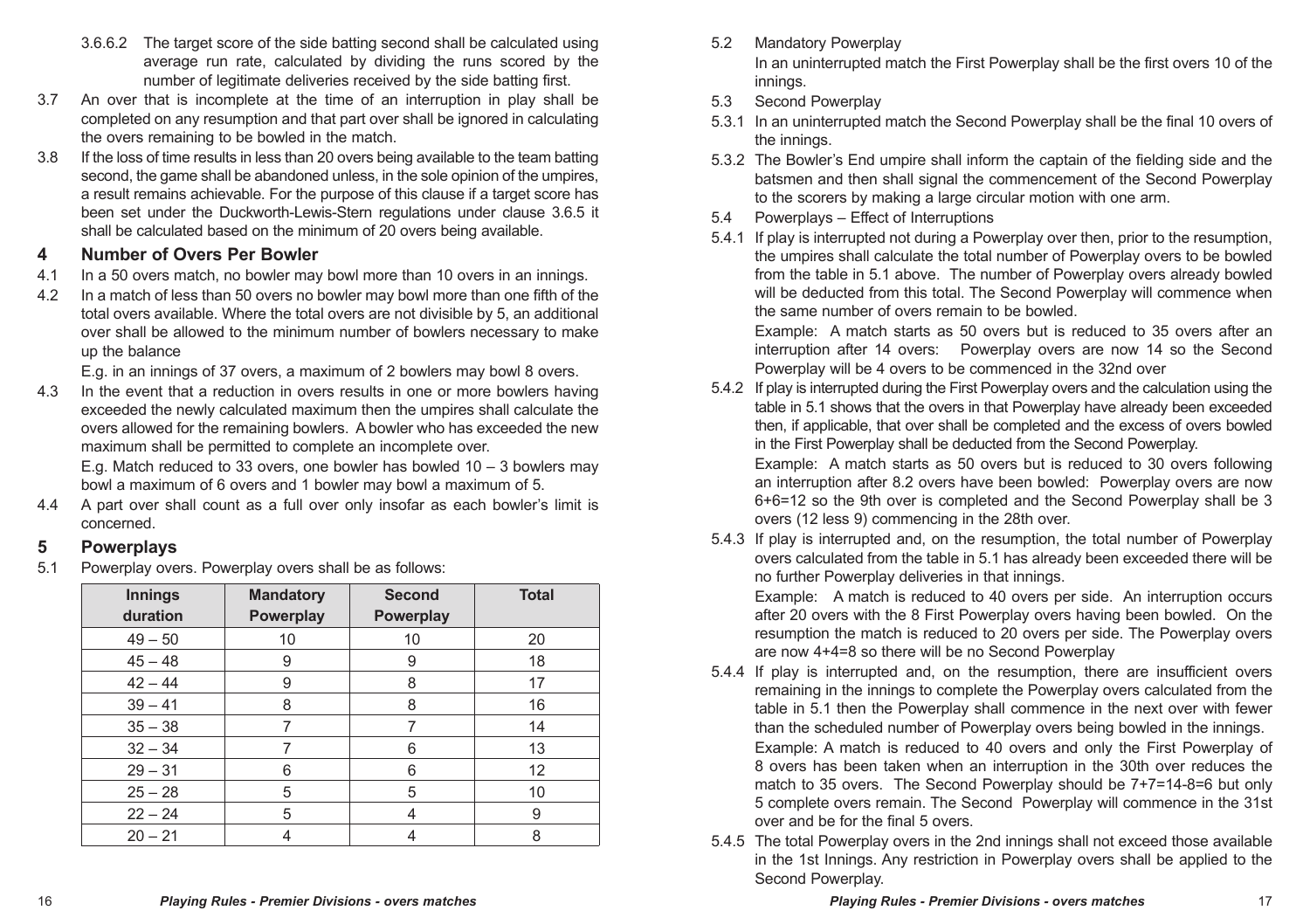3.6.6.2 The target score of the side batting second shall be calculated using average run rate, calculated by dividing the runs scored by the number of legitimate deliveries received by the side batting first.

3.7 An over that is incomplete at the time of an interruption in play shall be completed on any resumption and that part over shall be ignored in calculating the overs remaining to be bowled in the match.

3.8 If the loss of time results in less than 20 overs being available to the team batting second, the game shall be abandoned unless, in the sole opinion of the umpires, a result remains achievable. For the purpose of this clause if a target score has been set under the Duckworth-Lewis-Stern regulations under clause 3.6.5 it shall be calculated based on the minimum of 20 overs being available.

## 4 Number of Overs Per Bowler

4.1 In a 50 overs match, no bowler may bowl more than 10 overs in an innings.

4.2 In a match of less than 50 overs no bowler may bowl more than one fifth of the total overs available. Where the total overs are not divisible by 5, an additional over shall be allowed to the minimum number of bowlers necessary to make up the balance

E.g. in an innings of 37 overs, a maximum of 2 bowlers may bowl 8 overs.

4.3 In the event that a reduction in overs results in one or more bowlers having exceeded the newly calculated maximum then the umpires shall calculate the overs allowed for the remaining bowlers. A bowler who has exceeded the new maximum shall be permitted to complete an incomplete over.

E.g. Match reduced to 33 overs, one bowler has bowled 10 – 3 bowlers may bowl a maximum of 6 overs and 1 bowler may bowl a maximum of 5.

4.4 A part over shall count as a full over only insofar as each bowler's limit is concerned.

## 5 Powerplays

5.1 Powerplay overs. Powerplay overs shall be as follows:

| Innings duration | Mandatory Powerplay | Second Powerplay | Total |
|---|---|---|---|
| 49 – 50 | 10 | 10 | 20 |
| 45 – 48 | 9 | 9 | 18 |
| 42 – 44 | 9 | 8 | 17 |
| 39 – 41 | 8 | 8 | 16 |
| 35 – 38 | 7 | 7 | 14 |
| 32 – 34 | 7 | 6 | 13 |
| 29 – 31 | 6 | 6 | 12 |
| 25 – 28 | 5 | 5 | 10 |
| 22 – 24 | 5 | 4 | 9 |
| 20 – 21 | 4 | 4 | 8 |

5.2 Mandatory Powerplay

In an uninterrupted match the First Powerplay shall be the first overs 10 of the innings.

5.3 Second Powerplay

5.3.1 In an uninterrupted match the Second Powerplay shall be the final 10 overs of the innings.

5.3.2 The Bowler's End umpire shall inform the captain of the fielding side and the batsmen and then shall signal the commencement of the Second Powerplay to the scorers by making a large circular motion with one arm.

5.4 Powerplays – Effect of Interruptions

5.4.1 If play is interrupted not during a Powerplay over then, prior to the resumption, the umpires shall calculate the total number of Powerplay overs to be bowled from the table in 5.1 above. The number of Powerplay overs already bowled will be deducted from this total. The Second Powerplay will commence when the same number of overs remain to be bowled.

Example: A match starts as 50 overs but is reduced to 35 overs after an interruption after 14 overs: Powerplay overs are now 14 so the Second Powerplay will be 4 overs to be commenced in the 32nd over

5.4.2 If play is interrupted during the First Powerplay overs and the calculation using the table in 5.1 shows that the overs in that Powerplay have already been exceeded then, if applicable, that over shall be completed and the excess of overs bowled in the First Powerplay shall be deducted from the Second Powerplay.

Example: A match starts as 50 overs but is reduced to 30 overs following an interruption after 8.2 overs have been bowled: Powerplay overs are now 6+6=12 so the 9th over is completed and the Second Powerplay shall be 3 overs (12 less 9) commencing in the 28th over.

5.4.3 If play is interrupted and, on the resumption, the total number of Powerplay overs calculated from the table in 5.1 has already been exceeded there will be no further Powerplay deliveries in that innings.

Example: A match is reduced to 40 overs per side. An interruption occurs after 20 overs with the 8 First Powerplay overs having been bowled. On the resumption the match is reduced to 20 overs per side. The Powerplay overs are now 4+4=8 so there will be no Second Powerplay

5.4.4 If play is interrupted and, on the resumption, there are insufficient overs remaining in the innings to complete the Powerplay overs calculated from the table in 5.1 then the Powerplay shall commence in the next over with fewer than the scheduled number of Powerplay overs being bowled in the innings.

Example: A match is reduced to 40 overs and only the First Powerplay of 8 overs has been taken when an interruption in the 30th over reduces the match to 35 overs. The Second Powerplay should be 7+7=14-8=6 but only 5 complete overs remain. The Second Powerplay will commence in the 31st over and be for the final 5 overs.

5.4.5 The total Powerplay overs in the 2nd innings shall not exceed those available in the 1st Innings. Any restriction in Powerplay overs shall be applied to the Second Powerplay.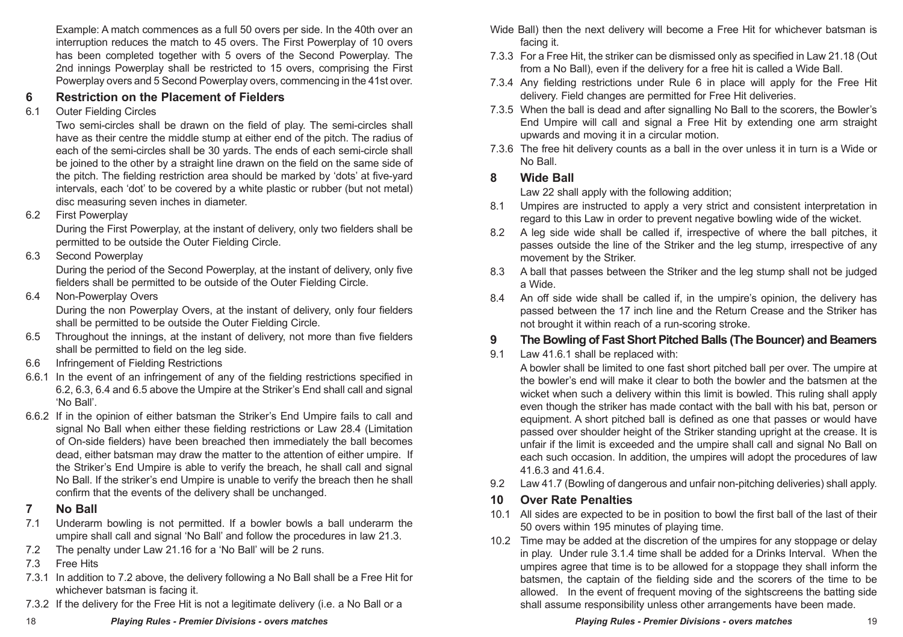Example: A match commences as a full 50 overs per side. In the 40th over an interruption reduces the match to 45 overs. The First Powerplay of 10 overs has been completed together with 5 overs of the Second Powerplay. The 2nd innings Powerplay shall be restricted to 15 overs, comprising the First Powerplay overs and 5 Second Powerplay overs, commencing in the 41st over.

## 6 Restriction on the Placement of Fielders

6.1 Outer Fielding Circles

Two semi-circles shall be drawn on the field of play. The semi-circles shall have as their centre the middle stump at either end of the pitch. The radius of each of the semi-circles shall be 30 yards. The ends of each semi-circle shall be joined to the other by a straight line drawn on the field on the same side of the pitch. The fielding restriction area should be marked by 'dots' at five-yard intervals, each 'dot' to be covered by a white plastic or rubber (but not metal) disc measuring seven inches in diameter.

6.2 First Powerplay

During the First Powerplay, at the instant of delivery, only two fielders shall be permitted to be outside the Outer Fielding Circle.

6.3 Second Powerplay

During the period of the Second Powerplay, at the instant of delivery, only five fielders shall be permitted to be outside of the Outer Fielding Circle.

6.4 Non-Powerplay Overs

During the non Powerplay Overs, at the instant of delivery, only four fielders shall be permitted to be outside the Outer Fielding Circle.

6.5 Throughout the innings, at the instant of delivery, not more than five fielders shall be permitted to field on the leg side.

6.6 Infringement of Fielding Restrictions

6.6.1 In the event of an infringement of any of the fielding restrictions specified in 6.2, 6.3, 6.4 and 6.5 above the Umpire at the Striker's End shall call and signal 'No Ball'.

6.6.2 If in the opinion of either batsman the Striker's End Umpire fails to call and signal No Ball when either these fielding restrictions or Law 28.4 (Limitation of On-side fielders) have been breached then immediately the ball becomes dead, either batsman may draw the matter to the attention of either umpire. If the Striker's End Umpire is able to verify the breach, he shall call and signal No Ball. If the striker's end Umpire is unable to verify the breach then he shall confirm that the events of the delivery shall be unchanged.

## 7 No Ball

7.1 Underarm bowling is not permitted. If a bowler bowls a ball underarm the umpire shall call and signal 'No Ball' and follow the procedures in law 21.3.

7.2 The penalty under Law 21.16 for a 'No Ball' will be 2 runs.

7.3 Free Hits

7.3.1 In addition to 7.2 above, the delivery following a No Ball shall be a Free Hit for whichever batsman is facing it.

7.3.2 If the delivery for the Free Hit is not a legitimate delivery (i.e. a No Ball or a Wide Ball) then the next delivery will become a Free Hit for whichever batsman is facing it.

7.3.3 For a Free Hit, the striker can be dismissed only as specified in Law 21.18 (Out from a No Ball), even if the delivery for a free hit is called a Wide Ball.

7.3.4 Any fielding restrictions under Rule 6 in place will apply for the Free Hit delivery. Field changes are permitted for Free Hit deliveries.

7.3.5 When the ball is dead and after signalling No Ball to the scorers, the Bowler's End Umpire will call and signal a Free Hit by extending one arm straight upwards and moving it in a circular motion.

7.3.6 The free hit delivery counts as a ball in the over unless it in turn is a Wide or No Ball.

## 8 Wide Ball

Law 22 shall apply with the following addition;

8.1 Umpires are instructed to apply a very strict and consistent interpretation in regard to this Law in order to prevent negative bowling wide of the wicket.

8.2 A leg side wide shall be called if, irrespective of where the ball pitches, it passes outside the line of the Striker and the leg stump, irrespective of any movement by the Striker.

8.3 A ball that passes between the Striker and the leg stump shall not be judged a Wide.

8.4 An off side wide shall be called if, in the umpire's opinion, the delivery has passed between the 17 inch line and the Return Crease and the Striker has not brought it within reach of a run-scoring stroke.

## 9 The Bowling of Fast Short Pitched Balls (The Bouncer) and Beamers

9.1 Law 41.6.1 shall be replaced with:

A bowler shall be limited to one fast short pitched ball per over. The umpire at the bowler's end will make it clear to both the bowler and the batsmen at the wicket when such a delivery within this limit is bowled. This ruling shall apply even though the striker has made contact with the ball with his bat, person or equipment. A short pitched ball is defined as one that passes or would have passed over shoulder height of the Striker standing upright at the crease. It is unfair if the limit is exceeded and the umpire shall call and signal No Ball on each such occasion. In addition, the umpires will adopt the procedures of law 41.6.3 and 41.6.4.

9.2 Law 41.7 (Bowling of dangerous and unfair non-pitching deliveries) shall apply.

## 10 Over Rate Penalties

10.1 All sides are expected to be in position to bowl the first ball of the last of their 50 overs within 195 minutes of playing time.

10.2 Time may be added at the discretion of the umpires for any stoppage or delay in play. Under rule 3.1.4 time shall be added for a Drinks Interval. When the umpires agree that time is to be allowed for a stoppage they shall inform the batsmen, the captain of the fielding side and the scorers of the time to be allowed. In the event of frequent moving of the sightscreens the batting side shall assume responsibility unless other arrangements have been made.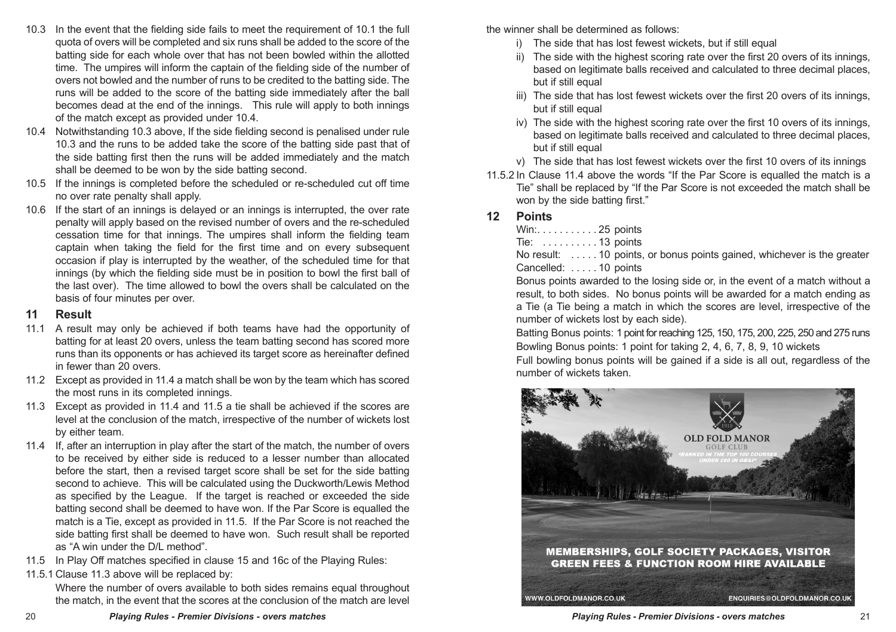10.3 In the event that the fielding side fails to meet the requirement of 10.1 the full quota of overs will be completed and six runs shall be added to the score of the batting side for each whole over that has not been bowled within the allotted time. The umpires will inform the captain of the fielding side of the number of overs not bowled and the number of runs to be credited to the batting side. The runs will be added to the score of the batting side immediately after the ball becomes dead at the end of the innings. This rule will apply to both innings of the match except as provided under 10.4.

10.4 Notwithstanding 10.3 above, If the side fielding second is penalised under rule 10.3 and the runs to be added take the score of the batting side past that of the side batting first then the runs will be added immediately and the match shall be deemed to be won by the side batting second.

10.5 If the innings is completed before the scheduled or re-scheduled cut off time no over rate penalty shall apply.

10.6 If the start of an innings is delayed or an innings is interrupted, the over rate penalty will apply based on the revised number of overs and the re-scheduled cessation time for that innings. The umpires shall inform the fielding team captain when taking the field for the first time and on every subsequent occasion if play is interrupted by the weather, of the scheduled time for that innings (by which the fielding side must be in position to bowl the first ball of the last over). The time allowed to bowl the overs shall be calculated on the basis of four minutes per over.

## 11 Result

11.1 A result may only be achieved if both teams have had the opportunity of batting for at least 20 overs, unless the team batting second has scored more runs than its opponents or has achieved its target score as hereinafter defined in fewer than 20 overs.

11.2 Except as provided in 11.4 a match shall be won by the team which has scored the most runs in its completed innings.

11.3 Except as provided in 11.4 and 11.5 a tie shall be achieved if the scores are level at the conclusion of the match, irrespective of the number of wickets lost by either team.

11.4 If, after an interruption in play after the start of the match, the number of overs to be received by either side is reduced to a lesser number than allocated before the start, then a revised target score shall be set for the side batting second to achieve. This will be calculated using the Duckworth/Lewis Method as specified by the League. If the target is reached or exceeded the side batting second shall be deemed to have won. If the Par Score is equalled the match is a Tie, except as provided in 11.5. If the Par Score is not reached the side batting first shall be deemed to have won. Such result shall be reported as "A win under the D/L method".

11.5 In Play Off matches specified in clause 15 and 16c of the Playing Rules:

11.5.1 Clause 11.3 above will be replaced by:

Where the number of overs available to both sides remains equal throughout the match, in the event that the scores at the conclusion of the match are level the winner shall be determined as follows:

i) The side that has lost fewest wickets, but if still equal
ii) The side with the highest scoring rate over the first 20 overs of its innings, based on legitimate balls received and calculated to three decimal places, but if still equal
iii) The side that has lost fewest wickets over the first 20 overs of its innings, but if still equal
iv) The side with the highest scoring rate over the first 10 overs of its innings, based on legitimate balls received and calculated to three decimal places, but if still equal
v) The side that has lost fewest wickets over the first 10 overs of its innings

11.5.2 In Clause 11.4 above the words "If the Par Score is equalled the match is a Tie" shall be replaced by "If the Par Score is not exceeded the match shall be won by the side batting first."

## 12 Points

Win:. . . . . . . . . . . 25 points
Tie: . . . . . . . . . . 13 points
No result: . . . . . 10 points, or bonus points gained, whichever is the greater
Cancelled: . . . . . 10 points

Bonus points awarded to the losing side or, in the event of a match without a result, to both sides. No bonus points will be awarded for a match ending as a Tie (a Tie being a match in which the scores are level, irrespective of the number of wickets lost by each side).

Batting Bonus points: 1 point for reaching 125, 150, 175, 200, 225, 250 and 275 runs

Bowling Bonus points: 1 point for taking 2, 4, 6, 7, 8, 9, 10 wickets

Full bowling bonus points will be gained if a side is all out, regardless of the number of wickets taken.

OLD FOLD MANOR
GOLF CLUB
"RANKED IN THE TOP 100 COURSES UNDER £60 IN GB&I"

MEMBERSHIPS, GOLF SOCIETY PACKAGES, VISITOR GREEN FEES & FUNCTION ROOM HIRE AVAILABLE

WWW.OLDFOLDMANOR.CO.UK ENQUIRIES@OLDFOLDMANOR.CO.UK